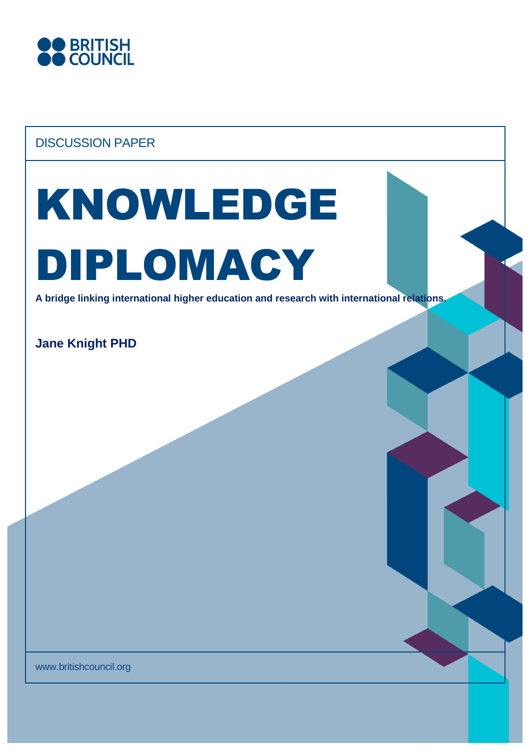BRITISH COUNCIL

DISCUSSION PAPER

# KNOWLEDGE DIPLOMACY

**A bridge linking international higher education and research with international relations.**

**Jane Knight PHD**

www.britishcouncil.org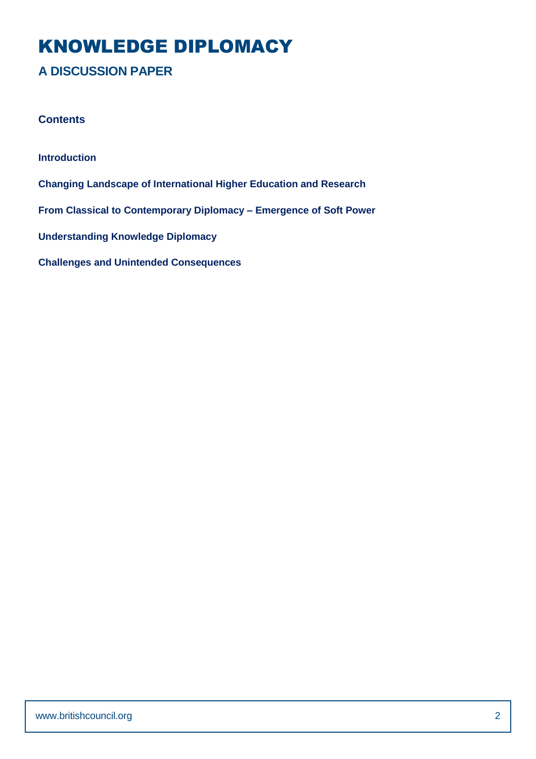# KNOWLEDGE DIPLOMACY

## A DISCUSSION PAPER

**Contents**

**Introduction**

**Changing Landscape of International Higher Education and Research**

**From Classical to Contemporary Diplomacy – Emergence of Soft Power**

**Understanding Knowledge Diplomacy**

**Challenges and Unintended Consequences**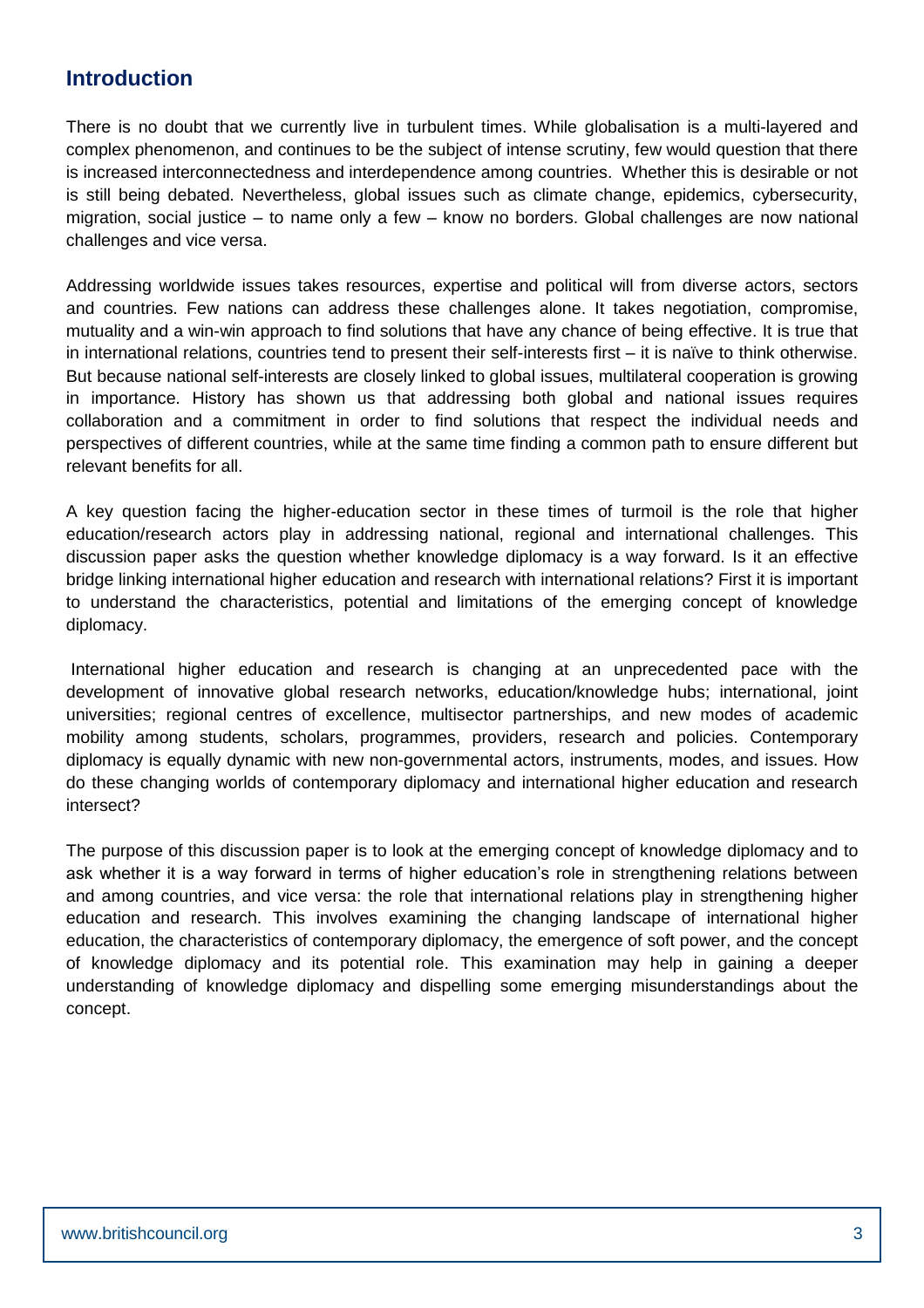## Introduction

There is no doubt that we currently live in turbulent times. While globalisation is a multi-layered and complex phenomenon, and continues to be the subject of intense scrutiny, few would question that there is increased interconnectedness and interdependence among countries. Whether this is desirable or not is still being debated. Nevertheless, global issues such as climate change, epidemics, cybersecurity, migration, social justice – to name only a few – know no borders. Global challenges are now national challenges and vice versa.

Addressing worldwide issues takes resources, expertise and political will from diverse actors, sectors and countries. Few nations can address these challenges alone. It takes negotiation, compromise, mutuality and a win-win approach to find solutions that have any chance of being effective. It is true that in international relations, countries tend to present their self-interests first – it is naïve to think otherwise. But because national self-interests are closely linked to global issues, multilateral cooperation is growing in importance. History has shown us that addressing both global and national issues requires collaboration and a commitment in order to find solutions that respect the individual needs and perspectives of different countries, while at the same time finding a common path to ensure different but relevant benefits for all.

A key question facing the higher-education sector in these times of turmoil is the role that higher education/research actors play in addressing national, regional and international challenges. This discussion paper asks the question whether knowledge diplomacy is a way forward. Is it an effective bridge linking international higher education and research with international relations? First it is important to understand the characteristics, potential and limitations of the emerging concept of knowledge diplomacy.

International higher education and research is changing at an unprecedented pace with the development of innovative global research networks, education/knowledge hubs; international, joint universities; regional centres of excellence, multisector partnerships, and new modes of academic mobility among students, scholars, programmes, providers, research and policies. Contemporary diplomacy is equally dynamic with new non-governmental actors, instruments, modes, and issues. How do these changing worlds of contemporary diplomacy and international higher education and research intersect?

The purpose of this discussion paper is to look at the emerging concept of knowledge diplomacy and to ask whether it is a way forward in terms of higher education's role in strengthening relations between and among countries, and vice versa: the role that international relations play in strengthening higher education and research. This involves examining the changing landscape of international higher education, the characteristics of contemporary diplomacy, the emergence of soft power, and the concept of knowledge diplomacy and its potential role. This examination may help in gaining a deeper understanding of knowledge diplomacy and dispelling some emerging misunderstandings about the concept.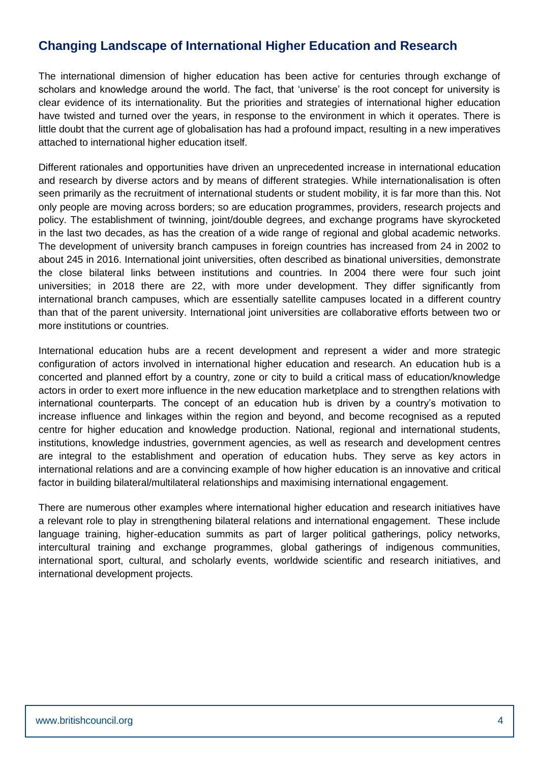## Changing Landscape of International Higher Education and Research

The international dimension of higher education has been active for centuries through exchange of scholars and knowledge around the world. The fact, that 'universe' is the root concept for university is clear evidence of its internationality. But the priorities and strategies of international higher education have twisted and turned over the years, in response to the environment in which it operates. There is little doubt that the current age of globalisation has had a profound impact, resulting in a new imperatives attached to international higher education itself.

Different rationales and opportunities have driven an unprecedented increase in international education and research by diverse actors and by means of different strategies. While internationalisation is often seen primarily as the recruitment of international students or student mobility, it is far more than this. Not only people are moving across borders; so are education programmes, providers, research projects and policy. The establishment of twinning, joint/double degrees, and exchange programs have skyrocketed in the last two decades, as has the creation of a wide range of regional and global academic networks. The development of university branch campuses in foreign countries has increased from 24 in 2002 to about 245 in 2016. International joint universities, often described as binational universities, demonstrate the close bilateral links between institutions and countries. In 2004 there were four such joint universities; in 2018 there are 22, with more under development. They differ significantly from international branch campuses, which are essentially satellite campuses located in a different country than that of the parent university. International joint universities are collaborative efforts between two or more institutions or countries.

International education hubs are a recent development and represent a wider and more strategic configuration of actors involved in international higher education and research. An education hub is a concerted and planned effort by a country, zone or city to build a critical mass of education/knowledge actors in order to exert more influence in the new education marketplace and to strengthen relations with international counterparts. The concept of an education hub is driven by a country's motivation to increase influence and linkages within the region and beyond, and become recognised as a reputed centre for higher education and knowledge production. National, regional and international students, institutions, knowledge industries, government agencies, as well as research and development centres are integral to the establishment and operation of education hubs. They serve as key actors in international relations and are a convincing example of how higher education is an innovative and critical factor in building bilateral/multilateral relationships and maximising international engagement.

There are numerous other examples where international higher education and research initiatives have a relevant role to play in strengthening bilateral relations and international engagement. These include language training, higher-education summits as part of larger political gatherings, policy networks, intercultural training and exchange programmes, global gatherings of indigenous communities, international sport, cultural, and scholarly events, worldwide scientific and research initiatives, and international development projects.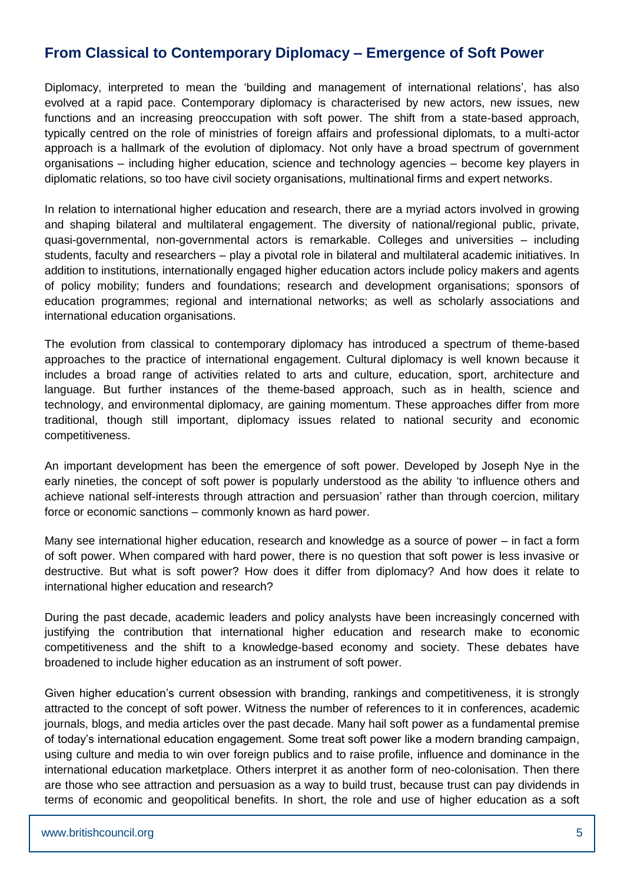## From Classical to Contemporary Diplomacy – Emergence of Soft Power

Diplomacy, interpreted to mean the 'building and management of international relations', has also evolved at a rapid pace. Contemporary diplomacy is characterised by new actors, new issues, new functions and an increasing preoccupation with soft power. The shift from a state-based approach, typically centred on the role of ministries of foreign affairs and professional diplomats, to a multi-actor approach is a hallmark of the evolution of diplomacy. Not only have a broad spectrum of government organisations – including higher education, science and technology agencies – become key players in diplomatic relations, so too have civil society organisations, multinational firms and expert networks.

In relation to international higher education and research, there are a myriad actors involved in growing and shaping bilateral and multilateral engagement. The diversity of national/regional public, private, quasi-governmental, non-governmental actors is remarkable. Colleges and universities – including students, faculty and researchers – play a pivotal role in bilateral and multilateral academic initiatives. In addition to institutions, internationally engaged higher education actors include policy makers and agents of policy mobility; funders and foundations; research and development organisations; sponsors of education programmes; regional and international networks; as well as scholarly associations and international education organisations.

The evolution from classical to contemporary diplomacy has introduced a spectrum of theme-based approaches to the practice of international engagement. Cultural diplomacy is well known because it includes a broad range of activities related to arts and culture, education, sport, architecture and language. But further instances of the theme-based approach, such as in health, science and technology, and environmental diplomacy, are gaining momentum. These approaches differ from more traditional, though still important, diplomacy issues related to national security and economic competitiveness.

An important development has been the emergence of soft power. Developed by Joseph Nye in the early nineties, the concept of soft power is popularly understood as the ability 'to influence others and achieve national self-interests through attraction and persuasion' rather than through coercion, military force or economic sanctions – commonly known as hard power.

Many see international higher education, research and knowledge as a source of power – in fact a form of soft power. When compared with hard power, there is no question that soft power is less invasive or destructive. But what is soft power? How does it differ from diplomacy? And how does it relate to international higher education and research?

During the past decade, academic leaders and policy analysts have been increasingly concerned with justifying the contribution that international higher education and research make to economic competitiveness and the shift to a knowledge-based economy and society. These debates have broadened to include higher education as an instrument of soft power.

Given higher education's current obsession with branding, rankings and competitiveness, it is strongly attracted to the concept of soft power. Witness the number of references to it in conferences, academic journals, blogs, and media articles over the past decade. Many hail soft power as a fundamental premise of today's international education engagement. Some treat soft power like a modern branding campaign, using culture and media to win over foreign publics and to raise profile, influence and dominance in the international education marketplace. Others interpret it as another form of neo-colonisation. Then there are those who see attraction and persuasion as a way to build trust, because trust can pay dividends in terms of economic and geopolitical benefits. In short, the role and use of higher education as a soft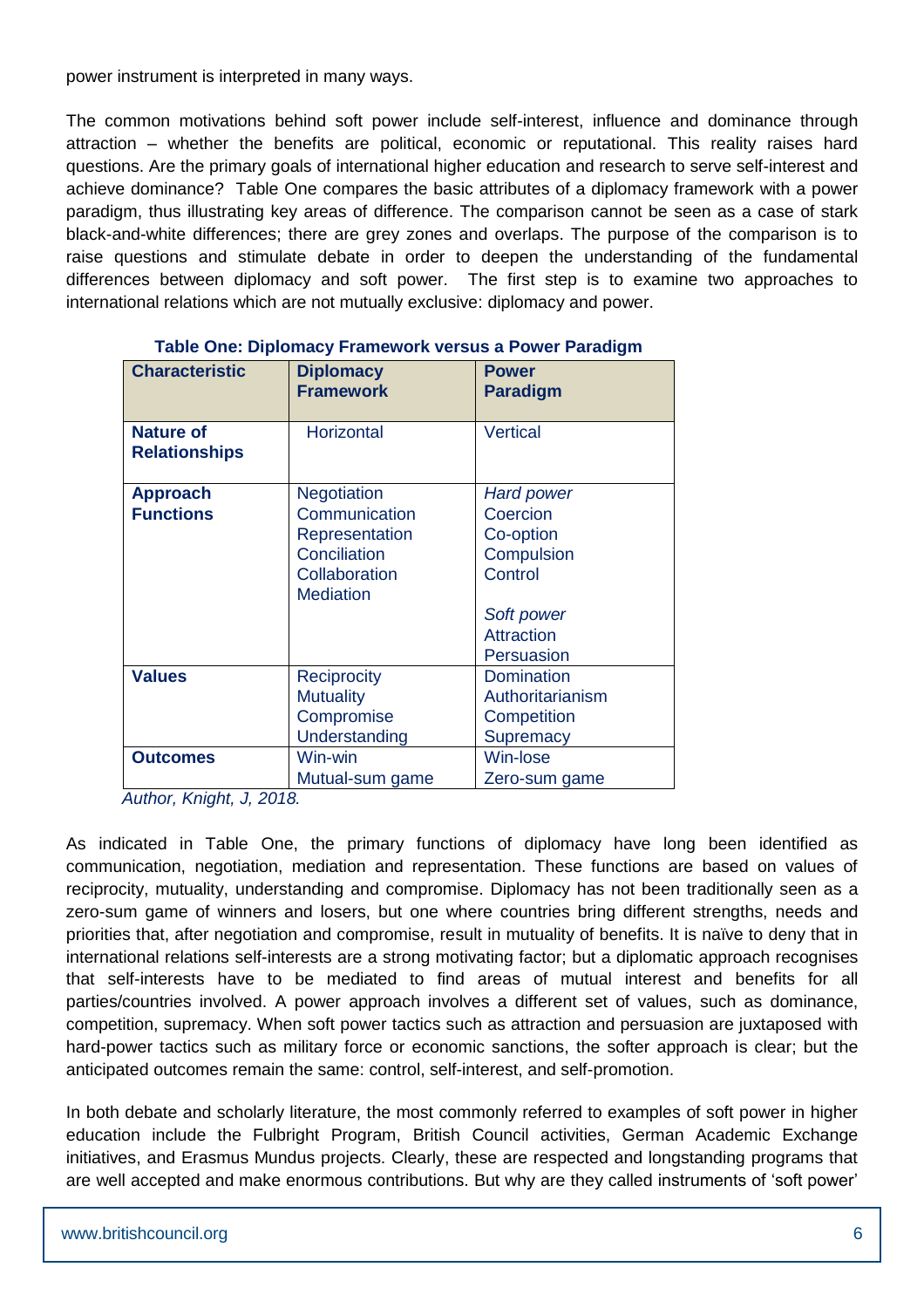power instrument is interpreted in many ways.

The common motivations behind soft power include self-interest, influence and dominance through attraction – whether the benefits are political, economic or reputational. This reality raises hard questions. Are the primary goals of international higher education and research to serve self-interest and achieve dominance? Table One compares the basic attributes of a diplomacy framework with a power paradigm, thus illustrating key areas of difference. The comparison cannot be seen as a case of stark black-and-white differences; there are grey zones and overlaps. The purpose of the comparison is to raise questions and stimulate debate in order to deepen the understanding of the fundamental differences between diplomacy and soft power. The first step is to examine two approaches to international relations which are not mutually exclusive: diplomacy and power.

**Table One: Diplomacy Framework versus a Power Paradigm**

| Characteristic | Diplomacy Framework | Power Paradigm |
|---|---|---|
| **Nature of Relationships** | Horizontal | Vertical |
| **Approach Functions** | Negotiation<br>Communication<br>Representation<br>Conciliation<br>Collaboration<br>Mediation | *Hard power*<br>Coercion<br>Co-option<br>Compulsion<br>Control<br><br>*Soft power*<br>Attraction<br>Persuasion |
| **Values** | Reciprocity<br>Mutuality<br>Compromise<br>Understanding | Domination<br>Authoritarianism<br>Competition<br>Supremacy |
| **Outcomes** | Win-win<br>Mutual-sum game | Win-lose<br>Zero-sum game |

*Author, Knight, J, 2018.*

As indicated in Table One, the primary functions of diplomacy have long been identified as communication, negotiation, mediation and representation. These functions are based on values of reciprocity, mutuality, understanding and compromise. Diplomacy has not been traditionally seen as a zero-sum game of winners and losers, but one where countries bring different strengths, needs and priorities that, after negotiation and compromise, result in mutuality of benefits. It is naïve to deny that in international relations self-interests are a strong motivating factor; but a diplomatic approach recognises that self-interests have to be mediated to find areas of mutual interest and benefits for all parties/countries involved. A power approach involves a different set of values, such as dominance, competition, supremacy. When soft power tactics such as attraction and persuasion are juxtaposed with hard-power tactics such as military force or economic sanctions, the softer approach is clear; but the anticipated outcomes remain the same: control, self-interest, and self-promotion.

In both debate and scholarly literature, the most commonly referred to examples of soft power in higher education include the Fulbright Program, British Council activities, German Academic Exchange initiatives, and Erasmus Mundus projects. Clearly, these are respected and longstanding programs that are well accepted and make enormous contributions. But why are they called instruments of 'soft power'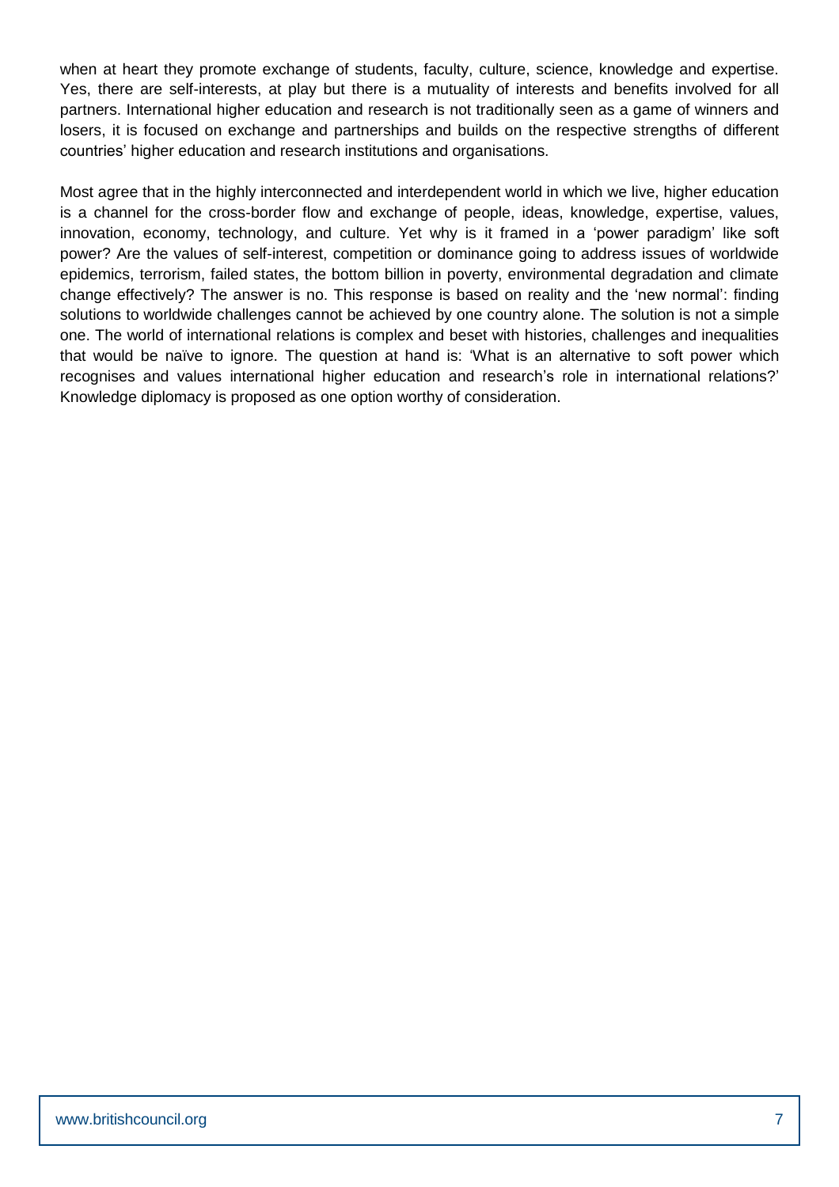when at heart they promote exchange of students, faculty, culture, science, knowledge and expertise. Yes, there are self-interests, at play but there is a mutuality of interests and benefits involved for all partners. International higher education and research is not traditionally seen as a game of winners and losers, it is focused on exchange and partnerships and builds on the respective strengths of different countries' higher education and research institutions and organisations.

Most agree that in the highly interconnected and interdependent world in which we live, higher education is a channel for the cross-border flow and exchange of people, ideas, knowledge, expertise, values, innovation, economy, technology, and culture. Yet why is it framed in a 'power paradigm' like soft power? Are the values of self-interest, competition or dominance going to address issues of worldwide epidemics, terrorism, failed states, the bottom billion in poverty, environmental degradation and climate change effectively? The answer is no. This response is based on reality and the 'new normal': finding solutions to worldwide challenges cannot be achieved by one country alone. The solution is not a simple one. The world of international relations is complex and beset with histories, challenges and inequalities that would be naïve to ignore. The question at hand is: 'What is an alternative to soft power which recognises and values international higher education and research's role in international relations?' Knowledge diplomacy is proposed as one option worthy of consideration.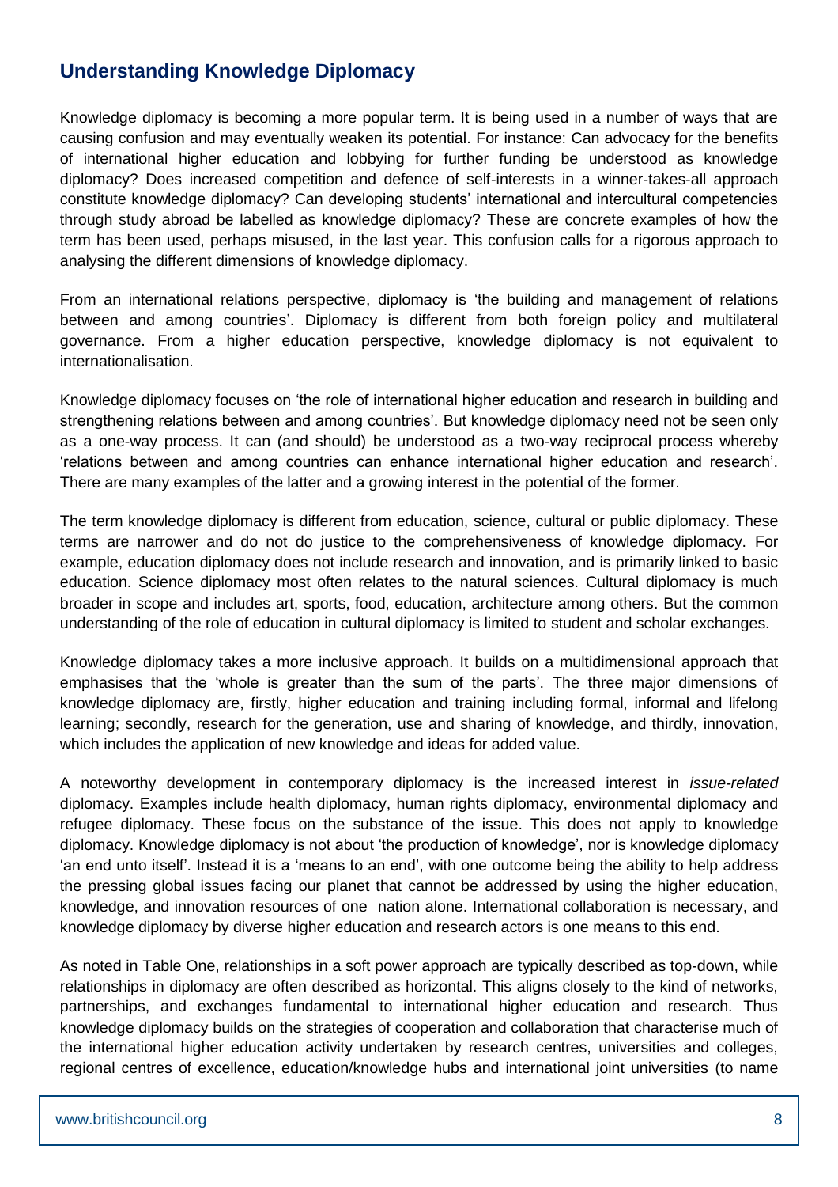## Understanding Knowledge Diplomacy

Knowledge diplomacy is becoming a more popular term. It is being used in a number of ways that are causing confusion and may eventually weaken its potential. For instance: Can advocacy for the benefits of international higher education and lobbying for further funding be understood as knowledge diplomacy? Does increased competition and defence of self-interests in a winner-takes-all approach constitute knowledge diplomacy? Can developing students' international and intercultural competencies through study abroad be labelled as knowledge diplomacy? These are concrete examples of how the term has been used, perhaps misused, in the last year. This confusion calls for a rigorous approach to analysing the different dimensions of knowledge diplomacy.

From an international relations perspective, diplomacy is 'the building and management of relations between and among countries'. Diplomacy is different from both foreign policy and multilateral governance. From a higher education perspective, knowledge diplomacy is not equivalent to internationalisation.

Knowledge diplomacy focuses on 'the role of international higher education and research in building and strengthening relations between and among countries'. But knowledge diplomacy need not be seen only as a one-way process. It can (and should) be understood as a two-way reciprocal process whereby 'relations between and among countries can enhance international higher education and research'. There are many examples of the latter and a growing interest in the potential of the former.

The term knowledge diplomacy is different from education, science, cultural or public diplomacy. These terms are narrower and do not do justice to the comprehensiveness of knowledge diplomacy. For example, education diplomacy does not include research and innovation, and is primarily linked to basic education. Science diplomacy most often relates to the natural sciences. Cultural diplomacy is much broader in scope and includes art, sports, food, education, architecture among others. But the common understanding of the role of education in cultural diplomacy is limited to student and scholar exchanges.

Knowledge diplomacy takes a more inclusive approach. It builds on a multidimensional approach that emphasises that the 'whole is greater than the sum of the parts'. The three major dimensions of knowledge diplomacy are, firstly, higher education and training including formal, informal and lifelong learning; secondly, research for the generation, use and sharing of knowledge, and thirdly, innovation, which includes the application of new knowledge and ideas for added value.

A noteworthy development in contemporary diplomacy is the increased interest in *issue-related* diplomacy. Examples include health diplomacy, human rights diplomacy, environmental diplomacy and refugee diplomacy. These focus on the substance of the issue. This does not apply to knowledge diplomacy. Knowledge diplomacy is not about 'the production of knowledge', nor is knowledge diplomacy 'an end unto itself'. Instead it is a 'means to an end', with one outcome being the ability to help address the pressing global issues facing our planet that cannot be addressed by using the higher education, knowledge, and innovation resources of one nation alone. International collaboration is necessary, and knowledge diplomacy by diverse higher education and research actors is one means to this end.

As noted in Table One, relationships in a soft power approach are typically described as top-down, while relationships in diplomacy are often described as horizontal. This aligns closely to the kind of networks, partnerships, and exchanges fundamental to international higher education and research. Thus knowledge diplomacy builds on the strategies of cooperation and collaboration that characterise much of the international higher education activity undertaken by research centres, universities and colleges, regional centres of excellence, education/knowledge hubs and international joint universities (to name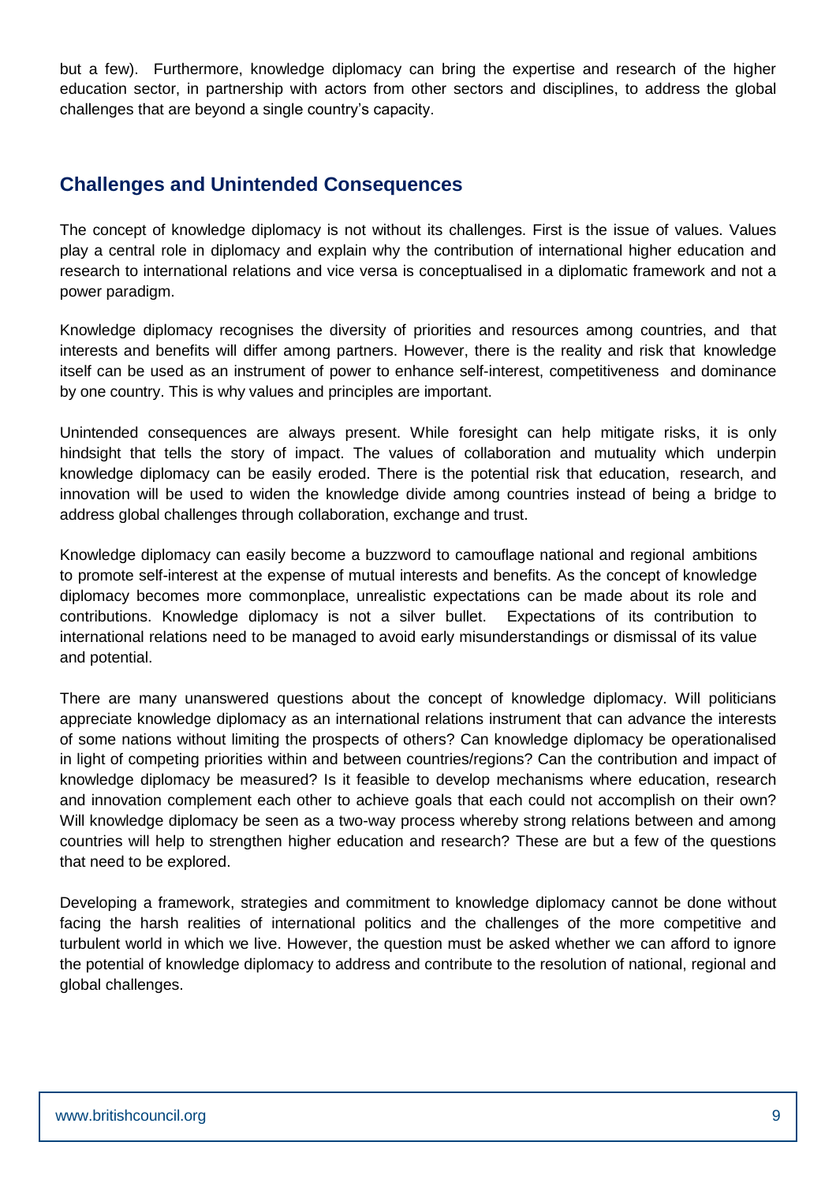but a few). Furthermore, knowledge diplomacy can bring the expertise and research of the higher education sector, in partnership with actors from other sectors and disciplines, to address the global challenges that are beyond a single country's capacity.

## Challenges and Unintended Consequences

The concept of knowledge diplomacy is not without its challenges. First is the issue of values. Values play a central role in diplomacy and explain why the contribution of international higher education and research to international relations and vice versa is conceptualised in a diplomatic framework and not a power paradigm.

Knowledge diplomacy recognises the diversity of priorities and resources among countries, and that interests and benefits will differ among partners. However, there is the reality and risk that knowledge itself can be used as an instrument of power to enhance self-interest, competitiveness and dominance by one country. This is why values and principles are important.

Unintended consequences are always present. While foresight can help mitigate risks, it is only hindsight that tells the story of impact. The values of collaboration and mutuality which underpin knowledge diplomacy can be easily eroded. There is the potential risk that education, research, and innovation will be used to widen the knowledge divide among countries instead of being a bridge to address global challenges through collaboration, exchange and trust.

Knowledge diplomacy can easily become a buzzword to camouflage national and regional ambitions to promote self-interest at the expense of mutual interests and benefits. As the concept of knowledge diplomacy becomes more commonplace, unrealistic expectations can be made about its role and contributions. Knowledge diplomacy is not a silver bullet. Expectations of its contribution to international relations need to be managed to avoid early misunderstandings or dismissal of its value and potential.

There are many unanswered questions about the concept of knowledge diplomacy. Will politicians appreciate knowledge diplomacy as an international relations instrument that can advance the interests of some nations without limiting the prospects of others? Can knowledge diplomacy be operationalised in light of competing priorities within and between countries/regions? Can the contribution and impact of knowledge diplomacy be measured? Is it feasible to develop mechanisms where education, research and innovation complement each other to achieve goals that each could not accomplish on their own? Will knowledge diplomacy be seen as a two-way process whereby strong relations between and among countries will help to strengthen higher education and research? These are but a few of the questions that need to be explored.

Developing a framework, strategies and commitment to knowledge diplomacy cannot be done without facing the harsh realities of international politics and the challenges of the more competitive and turbulent world in which we live. However, the question must be asked whether we can afford to ignore the potential of knowledge diplomacy to address and contribute to the resolution of national, regional and global challenges.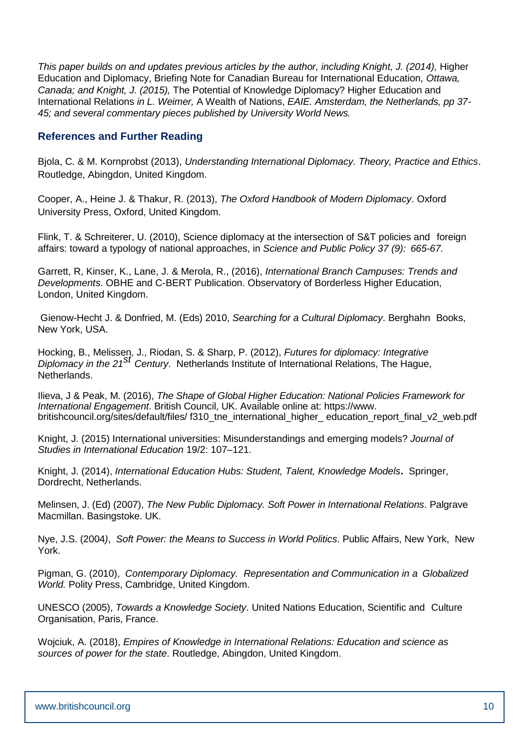*This paper builds on and updates previous articles by the author, including Knight, J. (2014),* Higher Education and Diplomacy, Briefing Note for Canadian Bureau for International Education*, Ottawa, Canada; and Knight, J. (2015),* The Potential of Knowledge Diplomacy? Higher Education and International Relations *in L. Weimer,* A Wealth of Nations, *EAIE. Amsterdam, the Netherlands, pp 37-45; and several commentary pieces published by University World News.*

## References and Further Reading

Bjola, C. & M. Kornprobst (2013), *Understanding International Diplomacy. Theory, Practice and Ethics*. Routledge, Abingdon, United Kingdom.

Cooper, A., Heine J. & Thakur, R. (2013), *The Oxford Handbook of Modern Diplomacy*. Oxford University Press, Oxford, United Kingdom.

Flink, T. & Schreiterer, U. (2010), Science diplomacy at the intersection of S&T policies and foreign affairs: toward a typology of national approaches, in *Science and Public Policy 37 (9): 665-67.*

Garrett, R, Kinser, K., Lane, J. & Merola, R., (2016), *International Branch Campuses: Trends and Developments*. OBHE and C-BERT Publication. Observatory of Borderless Higher Education, London, United Kingdom.

Gienow-Hecht J. & Donfried, M. (Eds) 2010, *Searching for a Cultural Diplomacy*. Berghahn Books, New York, USA.

Hocking, B., Melissen, J., Riodan, S. & Sharp, P. (2012), *Futures for diplomacy: Integrative Diplomacy in the 21st Century*. Netherlands Institute of International Relations, The Hague, Netherlands.

Ilieva, J & Peak, M. (2016), *The Shape of Global Higher Education: National Policies Framework for International Engagement*. British Council, UK. Available online at: https://www. britishcouncil.org/sites/default/files/ f310_tne_international_higher_ education_report_final_v2_web.pdf

Knight, J. (2015) International universities: Misunderstandings and emerging models? *Journal of Studies in International Education* 19/2: 107–121.

Knight, J. (2014), *International Education Hubs: Student, Talent, Knowledge Models***.** Springer, Dordrecht, Netherlands.

Melinsen, J. (Ed) (2007), *The New Public Diplomacy. Soft Power in International Relations*. Palgrave Macmillan. Basingstoke. UK.

Nye, J.S. (2004), *Soft Power: the Means to Success in World Politics*. Public Affairs, New York, New York.

Pigman, G. (2010), *Contemporary Diplomacy. Representation and Communication in a Globalized World.* Polity Press, Cambridge, United Kingdom.

UNESCO (2005), *Towards a Knowledge Society*. United Nations Education, Scientific and Culture Organisation, Paris, France.

Wojciuk, A. (2018), *Empires of Knowledge in International Relations: Education and science as sources of power for the state*. Routledge, Abingdon, United Kingdom.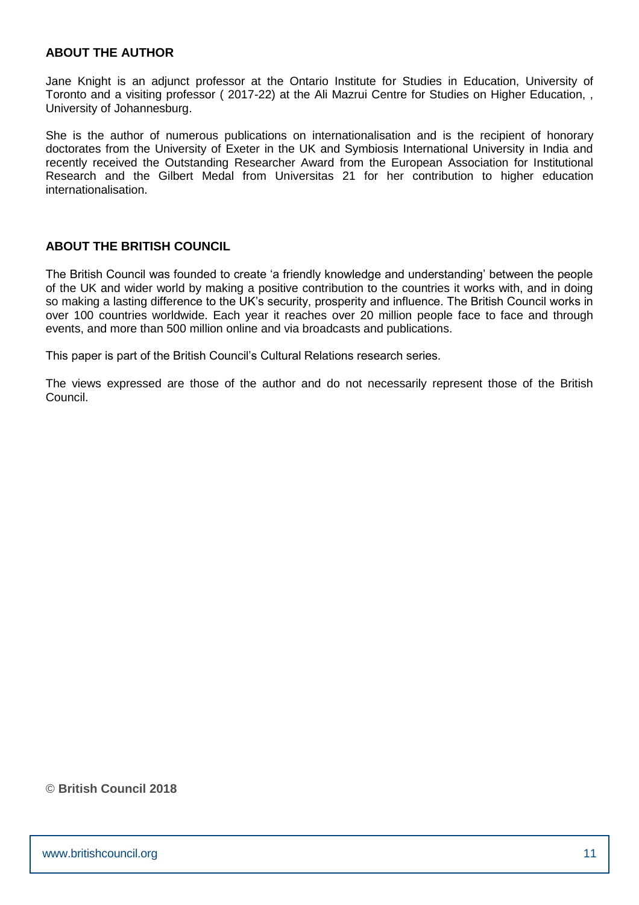## ABOUT THE AUTHOR

Jane Knight is an adjunct professor at the Ontario Institute for Studies in Education, University of Toronto and a visiting professor ( 2017-22) at the Ali Mazrui Centre for Studies on Higher Education, , University of Johannesburg.

She is the author of numerous publications on internationalisation and is the recipient of honorary doctorates from the University of Exeter in the UK and Symbiosis International University in India and recently received the Outstanding Researcher Award from the European Association for Institutional Research and the Gilbert Medal from Universitas 21 for her contribution to higher education internationalisation.

## ABOUT THE BRITISH COUNCIL

The British Council was founded to create 'a friendly knowledge and understanding' between the people of the UK and wider world by making a positive contribution to the countries it works with, and in doing so making a lasting difference to the UK's security, prosperity and influence. The British Council works in over 100 countries worldwide. Each year it reaches over 20 million people face to face and through events, and more than 500 million online and via broadcasts and publications.

This paper is part of the British Council's Cultural Relations research series.

The views expressed are those of the author and do not necessarily represent those of the British Council.

© **British Council 2018**

www.britishcouncil.org